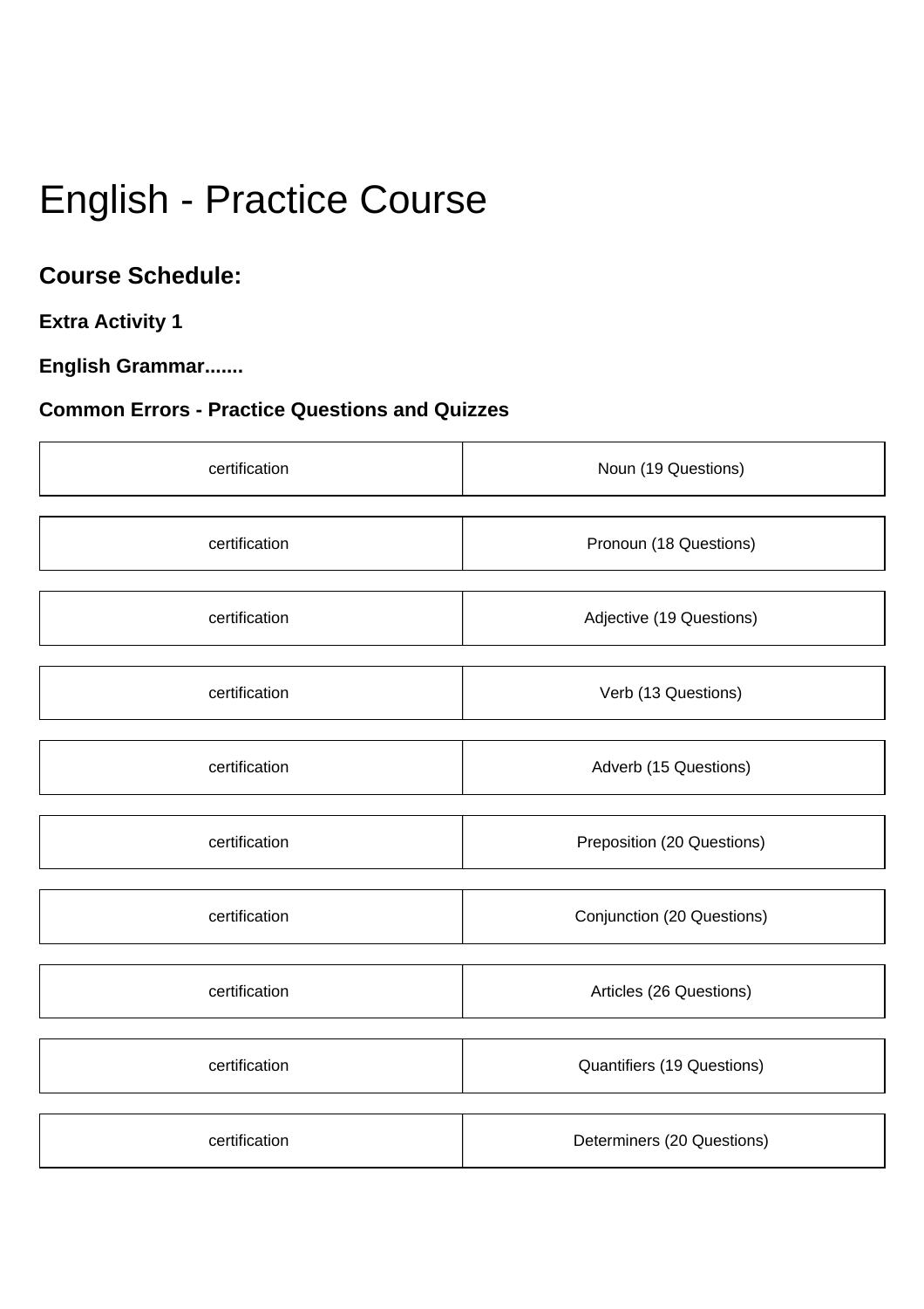# English - Practice Course

## Course Schedule:

### Extra Activity 1

### English Grammar.......

### Common Errors - Practice Questions and Quizzes

| | |
|---|---|
| certification | Noun (19 Questions) |
| certification | Pronoun (18 Questions) |
| certification | Adjective (19 Questions) |
| certification | Verb (13 Questions) |
| certification | Adverb (15 Questions) |
| certification | Preposition (20 Questions) |
| certification | Conjunction (20 Questions) |
| certification | Articles (26 Questions) |
| certification | Quantifiers (19 Questions) |
| certification | Determiners (20 Questions) |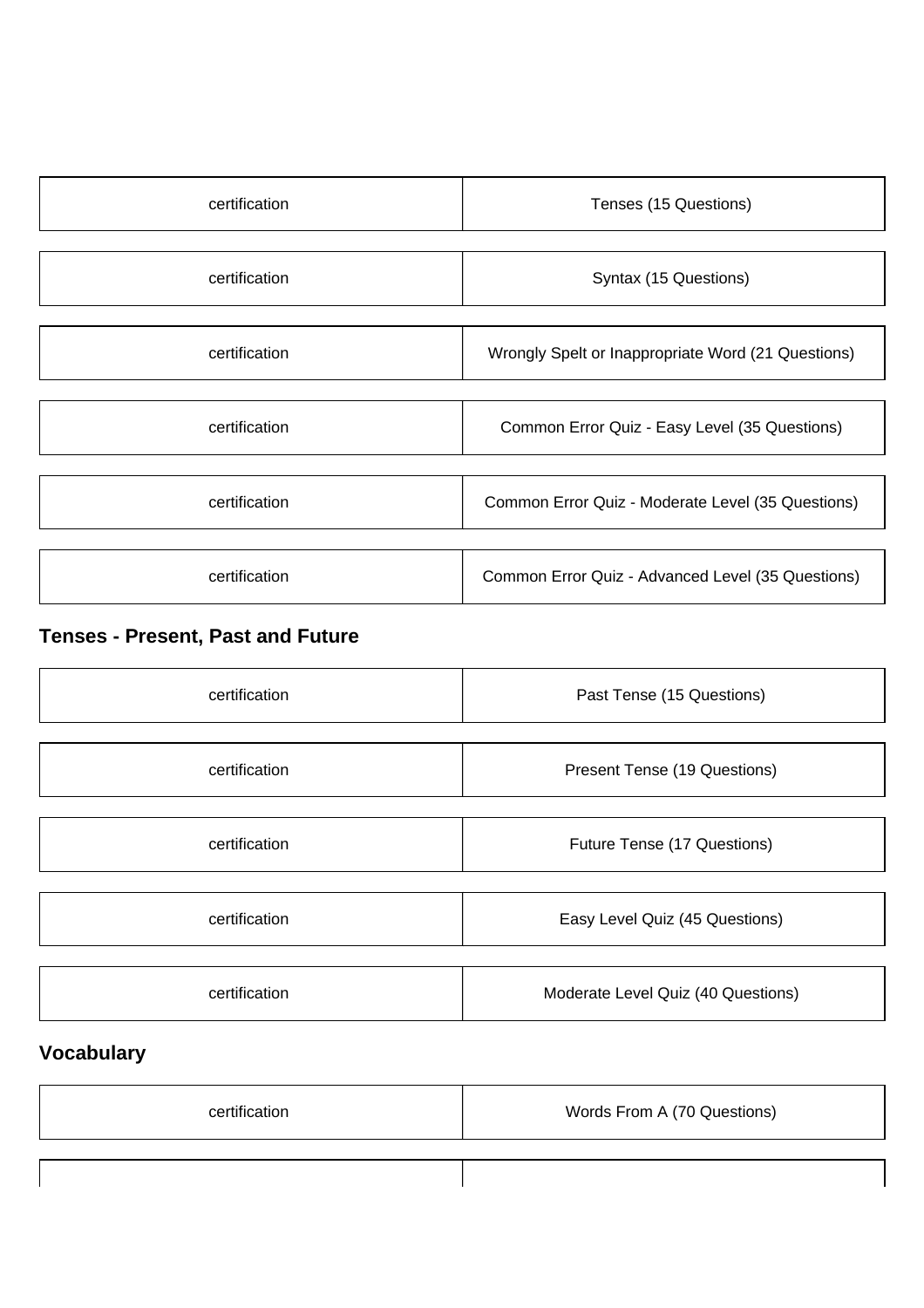| | |
|---|---|
| certification | Tenses (15 Questions) |

| | |
|---|---|
| certification | Syntax (15 Questions) |

| | |
|---|---|
| certification | Wrongly Spelt or Inappropriate Word (21 Questions) |

| | |
|---|---|
| certification | Common Error Quiz - Easy Level (35 Questions) |

| | |
|---|---|
| certification | Common Error Quiz - Moderate Level (35 Questions) |

| | |
|---|---|
| certification | Common Error Quiz - Advanced Level (35 Questions) |

## Tenses - Present, Past and Future

| | |
|---|---|
| certification | Past Tense (15 Questions) |

| | |
|---|---|
| certification | Present Tense (19 Questions) |

| | |
|---|---|
| certification | Future Tense (17 Questions) |

| | |
|---|---|
| certification | Easy Level Quiz (45 Questions) |

| | |
|---|---|
| certification | Moderate Level Quiz (40 Questions) |

## Vocabulary

| | |
|---|---|
| certification | Words From A (70 Questions) |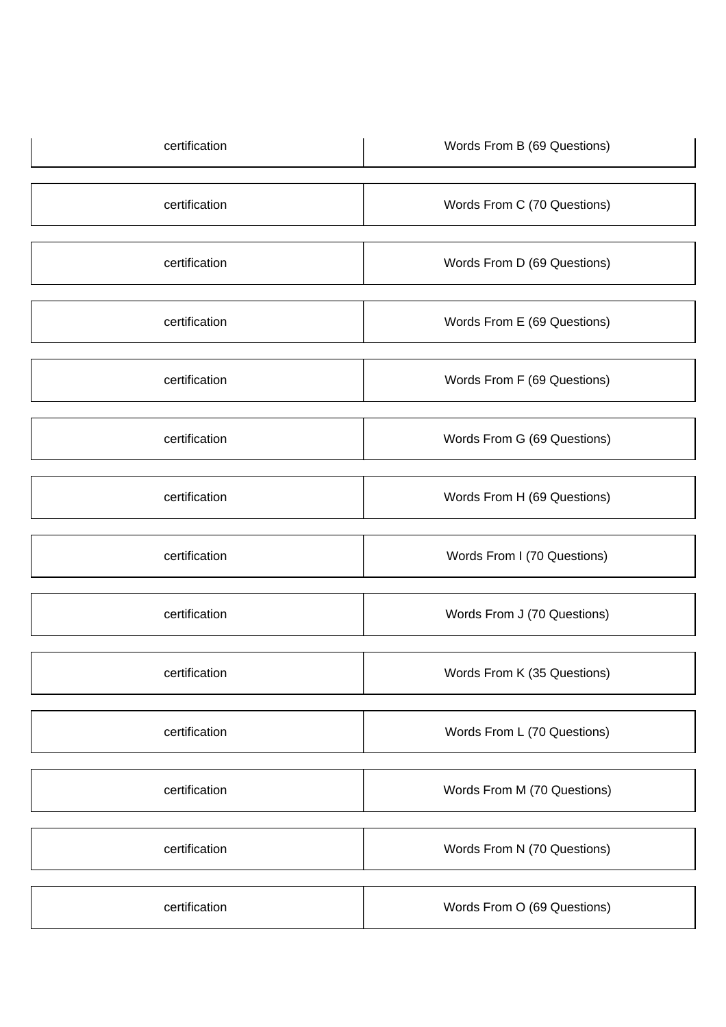| | |
|---|---|
| certification | Words From B (69 Questions) |
| certification | Words From C (70 Questions) |
| certification | Words From D (69 Questions) |
| certification | Words From E (69 Questions) |
| certification | Words From F (69 Questions) |
| certification | Words From G (69 Questions) |
| certification | Words From H (69 Questions) |
| certification | Words From I (70 Questions) |
| certification | Words From J (70 Questions) |
| certification | Words From K (35 Questions) |
| certification | Words From L (70 Questions) |
| certification | Words From M (70 Questions) |
| certification | Words From N (70 Questions) |
| certification | Words From O (69 Questions) |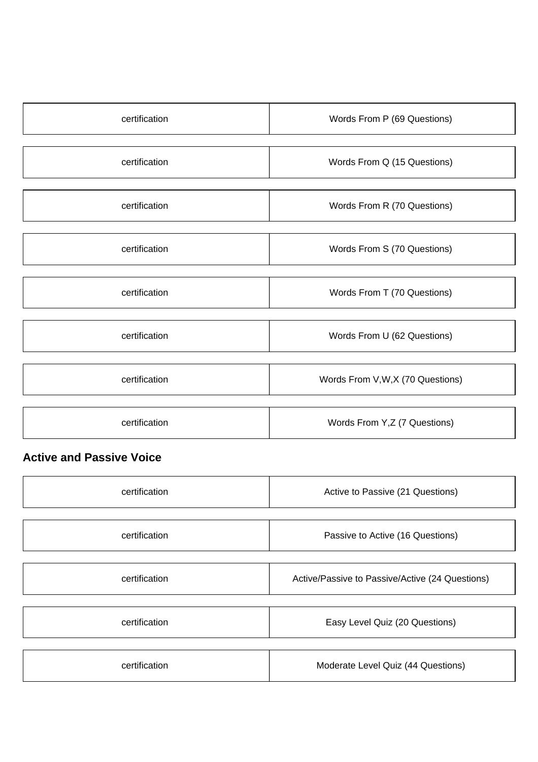| | |
|---|---|
| certification | Words From P (69 Questions) |
| certification | Words From Q (15 Questions) |
| certification | Words From R (70 Questions) |
| certification | Words From S (70 Questions) |
| certification | Words From T (70 Questions) |
| certification | Words From U (62 Questions) |
| certification | Words From V,W,X (70 Questions) |
| certification | Words From Y,Z (7 Questions) |

### Active and Passive Voice

| | |
|---|---|
| certification | Active to Passive (21 Questions) |
| certification | Passive to Active (16 Questions) |
| certification | Active/Passive to Passive/Active (24 Questions) |
| certification | Easy Level Quiz (20 Questions) |
| certification | Moderate Level Quiz (44 Questions) |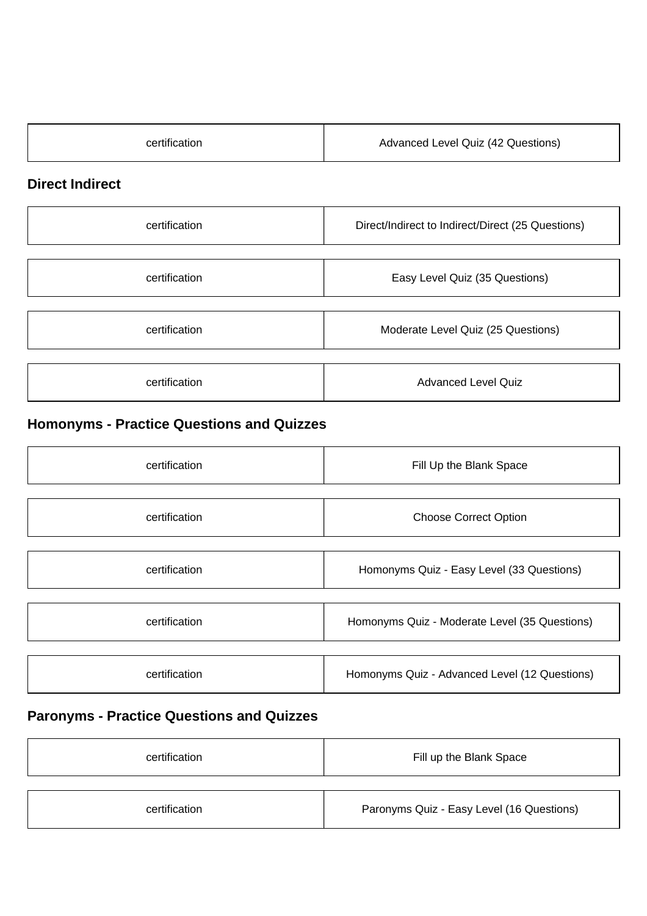| | |
|---|---|
| certification | Advanced Level Quiz (42 Questions) |

### Direct Indirect

| | |
|---|---|
| certification | Direct/Indirect to Indirect/Direct (25 Questions) |

| | |
|---|---|
| certification | Easy Level Quiz (35 Questions) |

| | |
|---|---|
| certification | Moderate Level Quiz (25 Questions) |

| | |
|---|---|
| certification | Advanced Level Quiz |

### Homonyms - Practice Questions and Quizzes

| | |
|---|---|
| certification | Fill Up the Blank Space |

| | |
|---|---|
| certification | Choose Correct Option |

| | |
|---|---|
| certification | Homonyms Quiz - Easy Level (33 Questions) |

| | |
|---|---|
| certification | Homonyms Quiz - Moderate Level (35 Questions) |

| | |
|---|---|
| certification | Homonyms Quiz - Advanced Level (12 Questions) |

### Paronyms - Practice Questions and Quizzes

| | |
|---|---|
| certification | Fill up the Blank Space |

| | |
|---|---|
| certification | Paronyms Quiz - Easy Level (16 Questions) |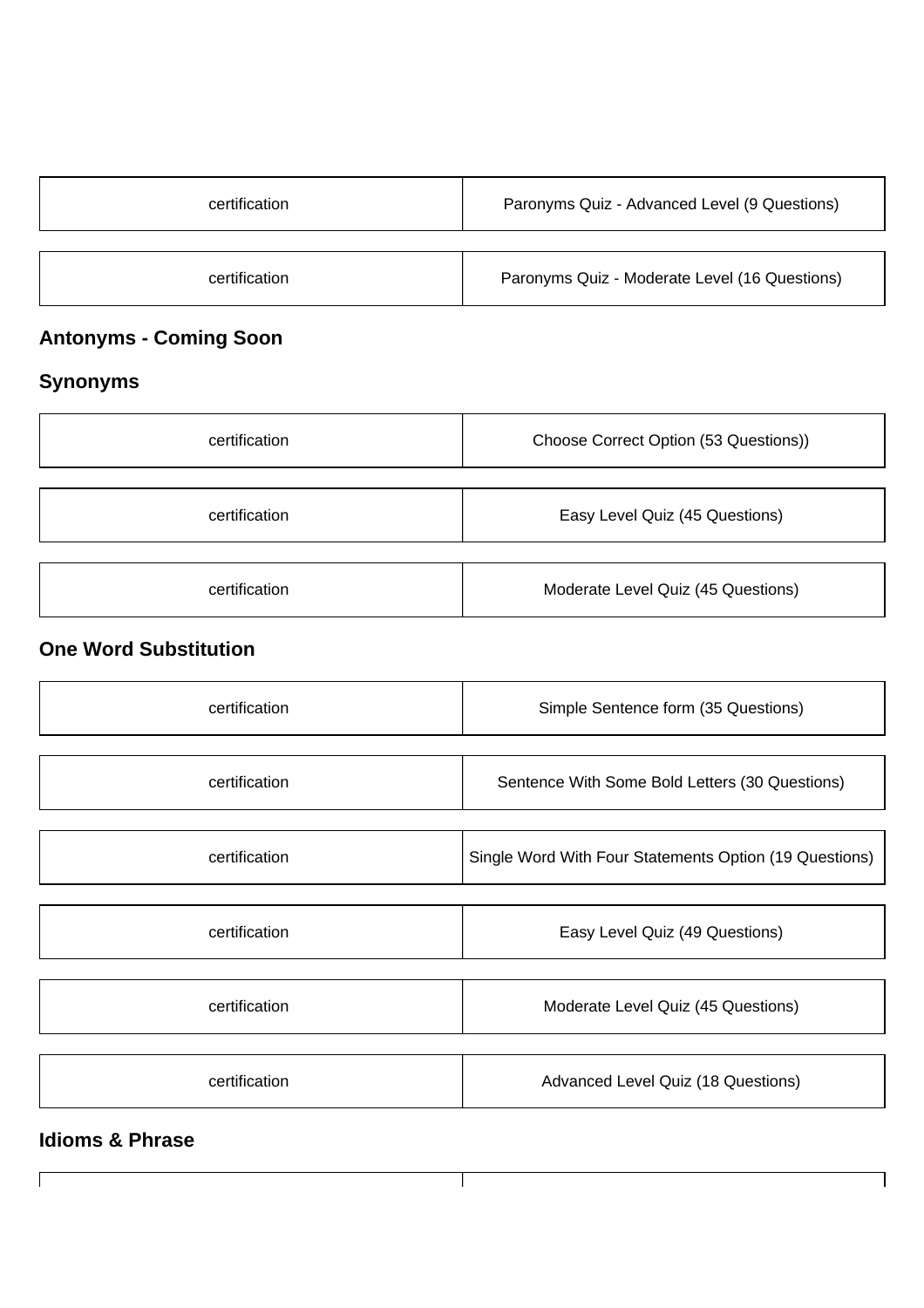| | |
|---|---|
| certification | Paronyms Quiz - Advanced Level (9 Questions) |

| | |
|---|---|
| certification | Paronyms Quiz - Moderate Level (16 Questions) |

### Antonyms - Coming Soon

### Synonyms

| | |
|---|---|
| certification | Choose Correct Option (53 Questions)) |

| | |
|---|---|
| certification | Easy Level Quiz (45 Questions) |

| | |
|---|---|
| certification | Moderate Level Quiz (45 Questions) |

### One Word Substitution

| | |
|---|---|
| certification | Simple Sentence form (35 Questions) |

| | |
|---|---|
| certification | Sentence With Some Bold Letters (30 Questions) |

| | |
|---|---|
| certification | Single Word With Four Statements Option (19 Questions) |

| | |
|---|---|
| certification | Easy Level Quiz (49 Questions) |

| | |
|---|---|
| certification | Moderate Level Quiz (45 Questions) |

| | |
|---|---|
| certification | Advanced Level Quiz (18 Questions) |

### Idioms & Phrase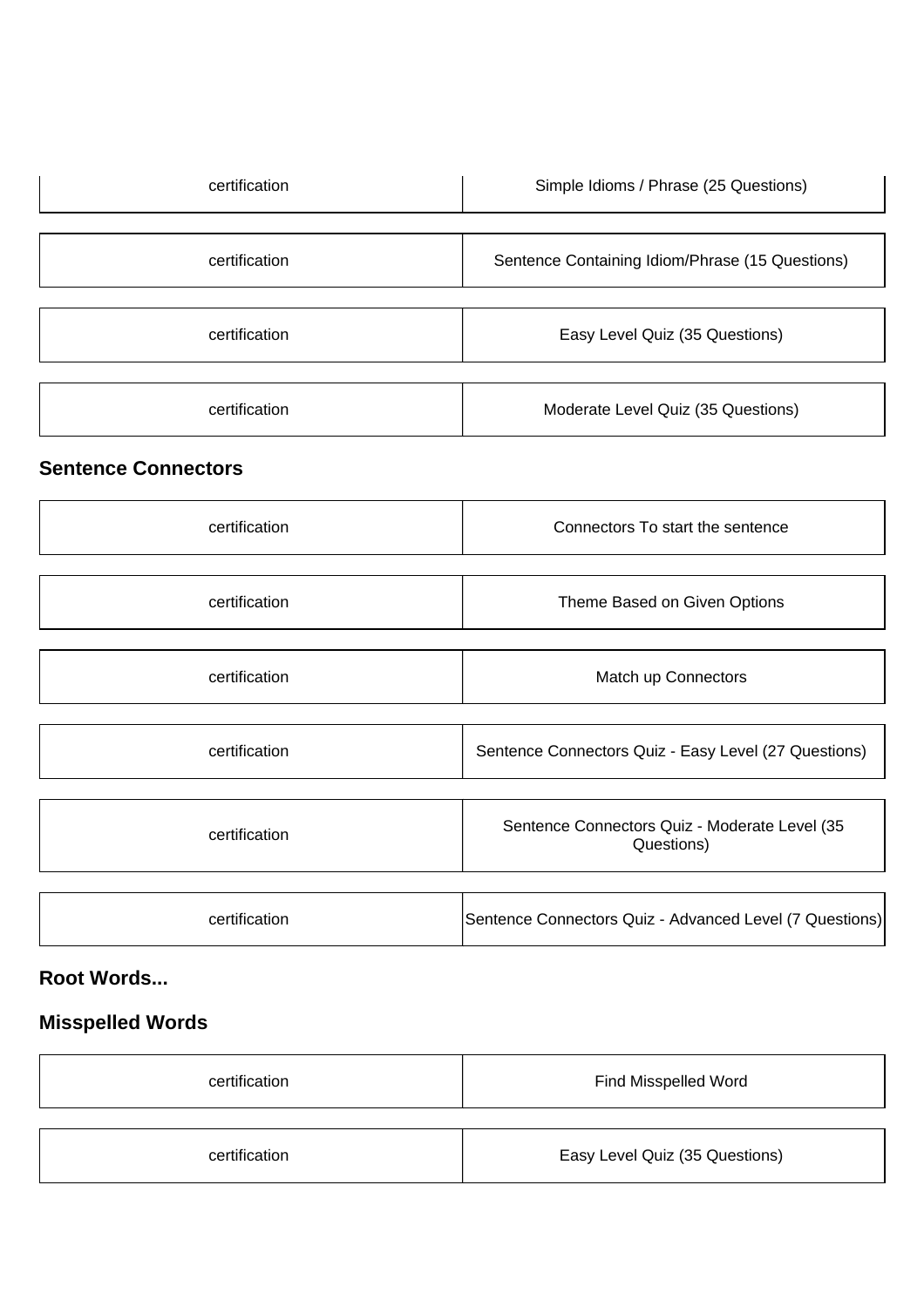| | |
|---|---|
| certification | Simple Idioms / Phrase (25 Questions) |

| | |
|---|---|
| certification | Sentence Containing Idiom/Phrase (15 Questions) |

| | |
|---|---|
| certification | Easy Level Quiz (35 Questions) |

| | |
|---|---|
| certification | Moderate Level Quiz (35 Questions) |

### Sentence Connectors

| | |
|---|---|
| certification | Connectors To start the sentence |

| | |
|---|---|
| certification | Theme Based on Given Options |

| | |
|---|---|
| certification | Match up Connectors |

| | |
|---|---|
| certification | Sentence Connectors Quiz - Easy Level (27 Questions) |

| | |
|---|---|
| certification | Sentence Connectors Quiz - Moderate Level (35 Questions) |

| | |
|---|---|
| certification | Sentence Connectors Quiz - Advanced Level (7 Questions) |

### Root Words...

### Misspelled Words

| | |
|---|---|
| certification | Find Misspelled Word |

| | |
|---|---|
| certification | Easy Level Quiz (35 Questions) |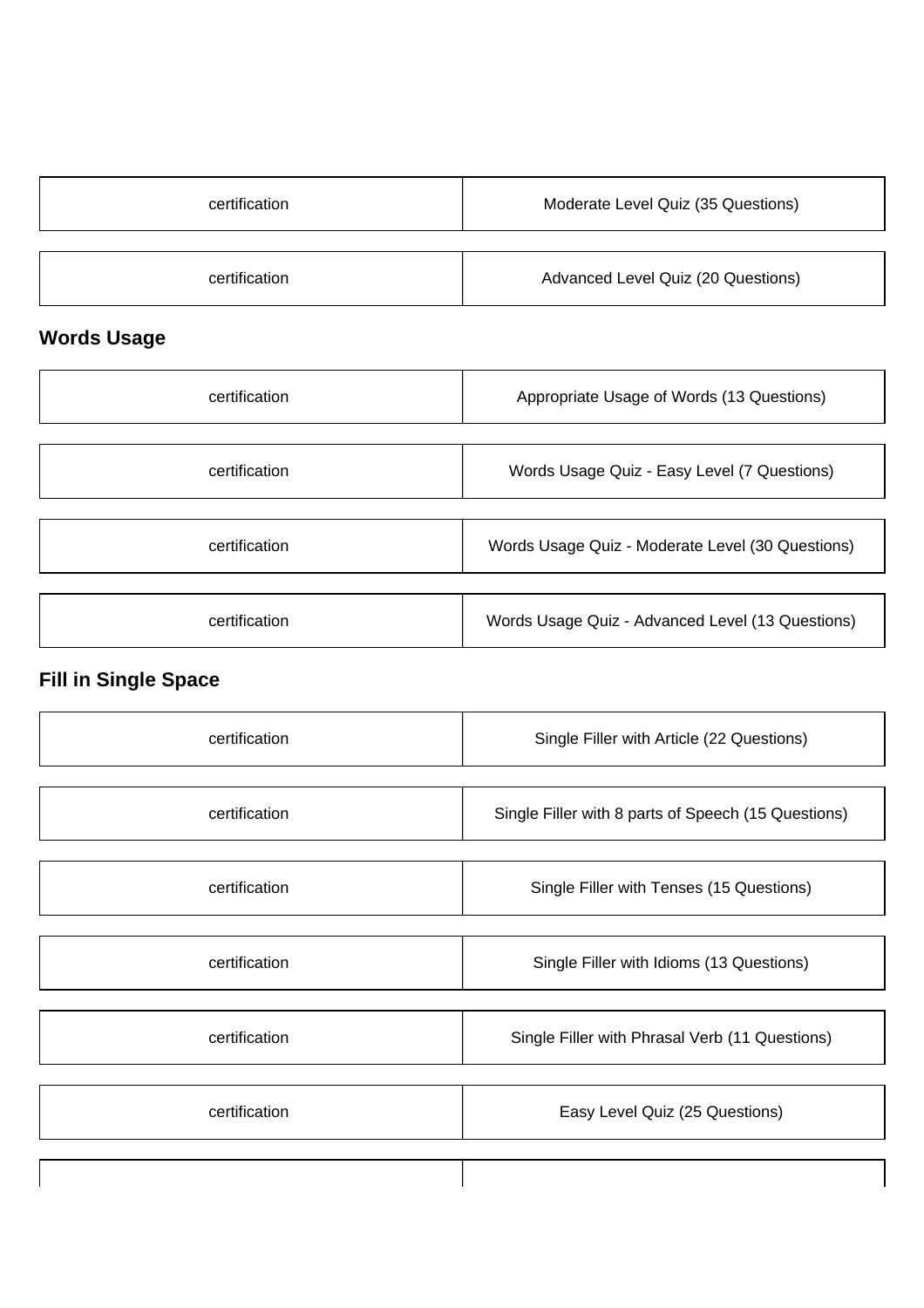| | |
|---|---|
| certification | Moderate Level Quiz (35 Questions) |

| | |
|---|---|
| certification | Advanced Level Quiz (20 Questions) |

### Words Usage

| | |
|---|---|
| certification | Appropriate Usage of Words (13 Questions) |

| | |
|---|---|
| certification | Words Usage Quiz - Easy Level (7 Questions) |

| | |
|---|---|
| certification | Words Usage Quiz - Moderate Level (30 Questions) |

| | |
|---|---|
| certification | Words Usage Quiz - Advanced Level (13 Questions) |

### Fill in Single Space

| | |
|---|---|
| certification | Single Filler with Article (22 Questions) |

| | |
|---|---|
| certification | Single Filler with 8 parts of Speech (15 Questions) |

| | |
|---|---|
| certification | Single Filler with Tenses (15 Questions) |

| | |
|---|---|
| certification | Single Filler with Idioms (13 Questions) |

| | |
|---|---|
| certification | Single Filler with Phrasal Verb (11 Questions) |

| | |
|---|---|
| certification | Easy Level Quiz (25 Questions) |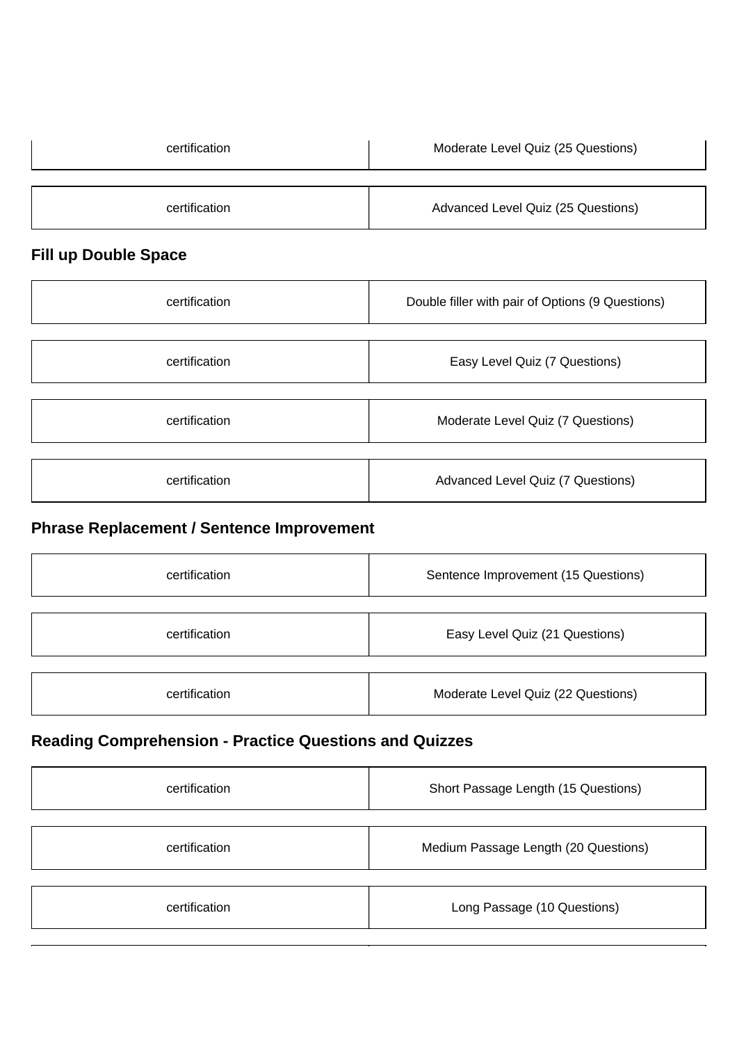| | |
|---|---|
| certification | Moderate Level Quiz (25 Questions) |
| certification | Advanced Level Quiz (25 Questions) |

### Fill up Double Space

| | |
|---|---|
| certification | Double filler with pair of Options (9 Questions) |
| certification | Easy Level Quiz (7 Questions) |
| certification | Moderate Level Quiz (7 Questions) |
| certification | Advanced Level Quiz (7 Questions) |

### Phrase Replacement / Sentence Improvement

| | |
|---|---|
| certification | Sentence Improvement (15 Questions) |
| certification | Easy Level Quiz (21 Questions) |
| certification | Moderate Level Quiz (22 Questions) |

### Reading Comprehension - Practice Questions and Quizzes

| | |
|---|---|
| certification | Short Passage Length (15 Questions) |
| certification | Medium Passage Length (20 Questions) |
| certification | Long Passage (10 Questions) |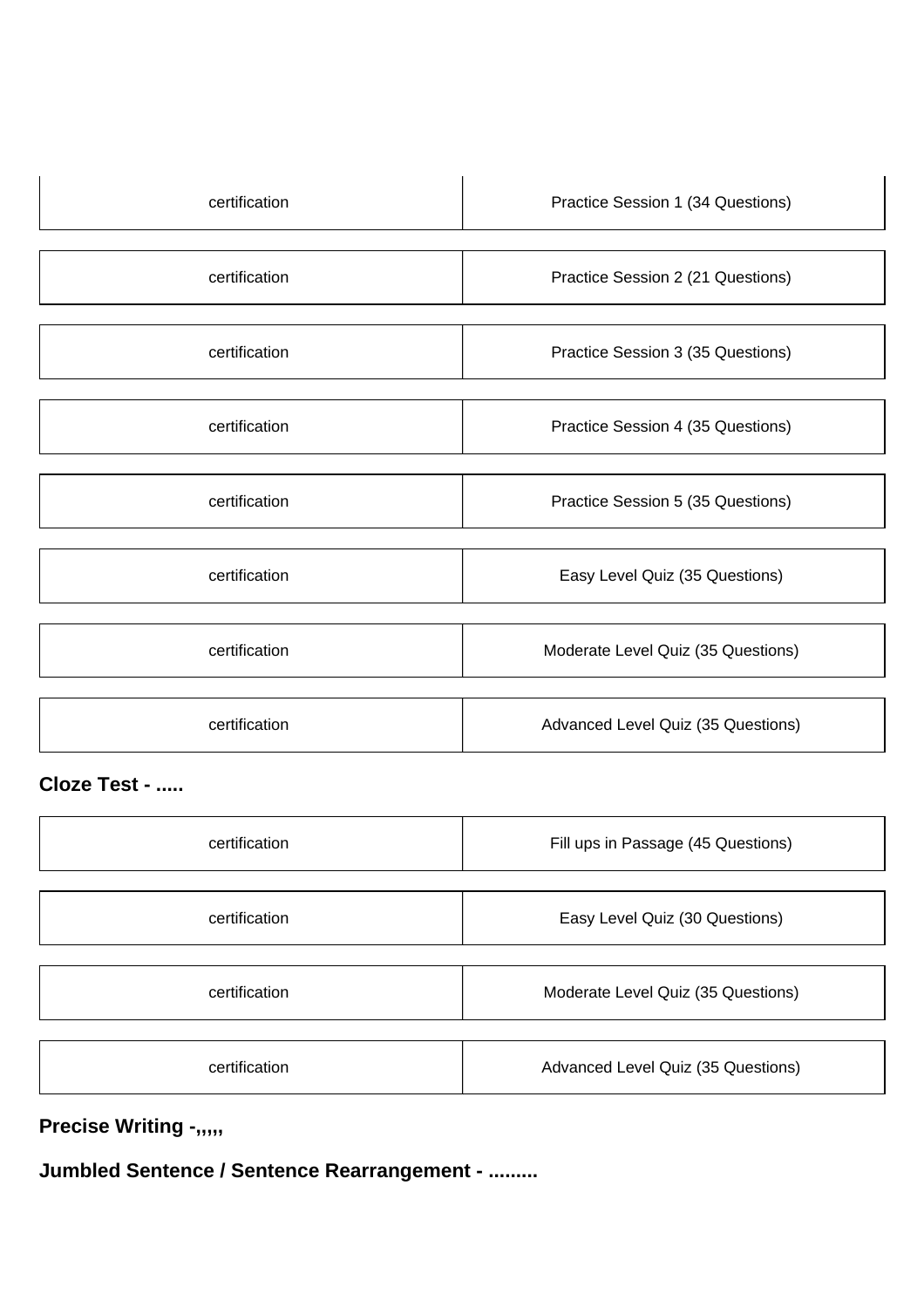| | |
|---|---|
| certification | Practice Session 1 (34 Questions) |
| certification | Practice Session 2 (21 Questions) |
| certification | Practice Session 3 (35 Questions) |
| certification | Practice Session 4 (35 Questions) |
| certification | Practice Session 5 (35 Questions) |
| certification | Easy Level Quiz (35 Questions) |
| certification | Moderate Level Quiz (35 Questions) |
| certification | Advanced Level Quiz (35 Questions) |

**Cloze Test - .....**

| | |
|---|---|
| certification | Fill ups in Passage (45 Questions) |
| certification | Easy Level Quiz (30 Questions) |
| certification | Moderate Level Quiz (35 Questions) |
| certification | Advanced Level Quiz (35 Questions) |

**Precise Writing -,,,,,**

**Jumbled Sentence / Sentence Rearrangement - .........**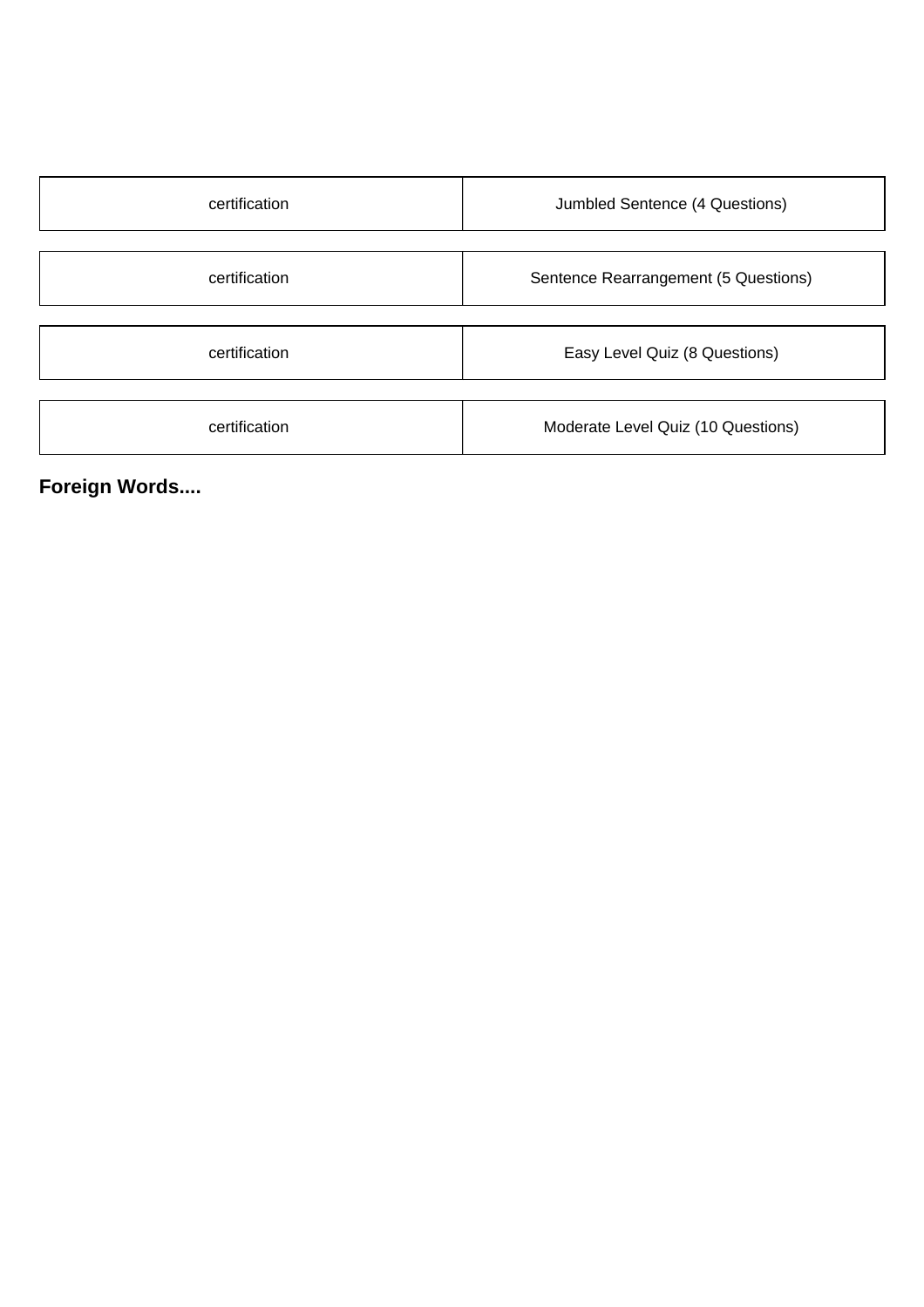| | |
|---|---|
| certification | Jumbled Sentence (4 Questions) |

| | |
|---|---|
| certification | Sentence Rearrangement (5 Questions) |

| | |
|---|---|
| certification | Easy Level Quiz (8 Questions) |

| | |
|---|---|
| certification | Moderate Level Quiz (10 Questions) |

**Foreign Words....**